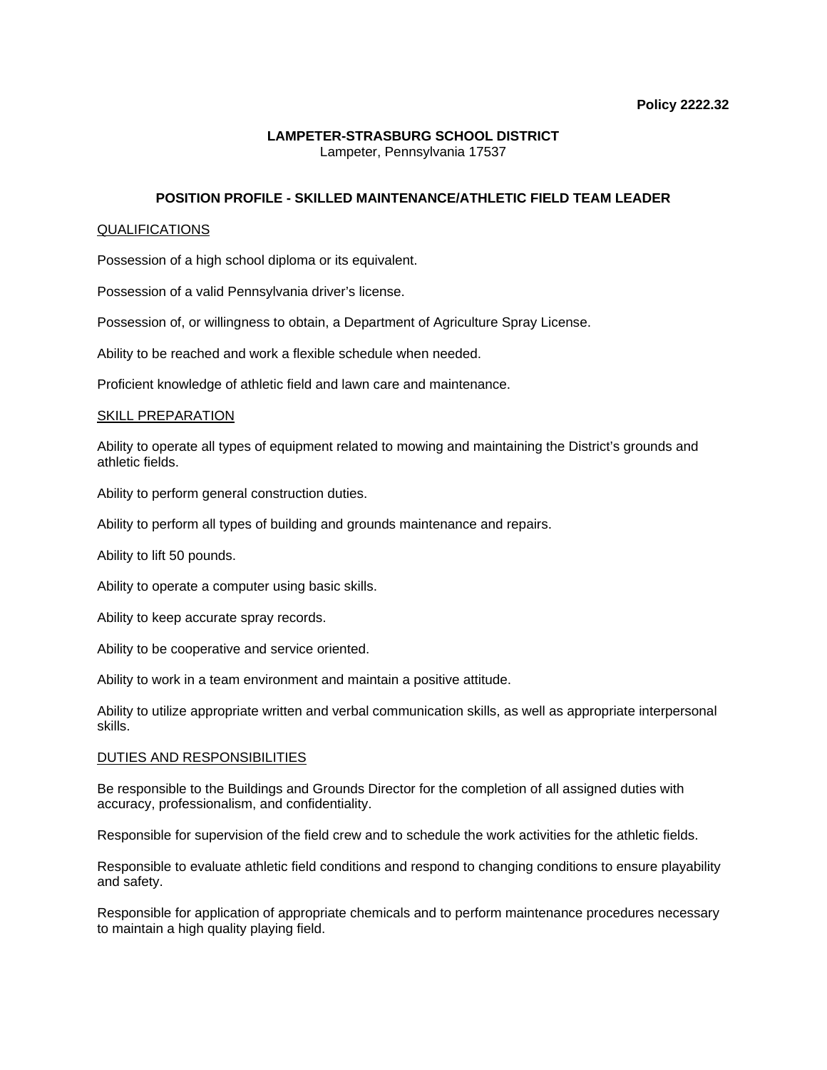**Policy 2222.32**

**LAMPETER-STRASBURG SCHOOL DISTRICT**
Lampeter, Pennsylvania 17537

# POSITION PROFILE - SKILLED MAINTENANCE/ATHLETIC FIELD TEAM LEADER

## QUALIFICATIONS

Possession of a high school diploma or its equivalent.

Possession of a valid Pennsylvania driver's license.

Possession of, or willingness to obtain, a Department of Agriculture Spray License.

Ability to be reached and work a flexible schedule when needed.

Proficient knowledge of athletic field and lawn care and maintenance.

## SKILL PREPARATION

Ability to operate all types of equipment related to mowing and maintaining the District's grounds and athletic fields.

Ability to perform general construction duties.

Ability to perform all types of building and grounds maintenance and repairs.

Ability to lift 50 pounds.

Ability to operate a computer using basic skills.

Ability to keep accurate spray records.

Ability to be cooperative and service oriented.

Ability to work in a team environment and maintain a positive attitude.

Ability to utilize appropriate written and verbal communication skills, as well as appropriate interpersonal skills.

## DUTIES AND RESPONSIBILITIES

Be responsible to the Buildings and Grounds Director for the completion of all assigned duties with accuracy, professionalism, and confidentiality.

Responsible for supervision of the field crew and to schedule the work activities for the athletic fields.

Responsible to evaluate athletic field conditions and respond to changing conditions to ensure playability and safety.

Responsible for application of appropriate chemicals and to perform maintenance procedures necessary to maintain a high quality playing field.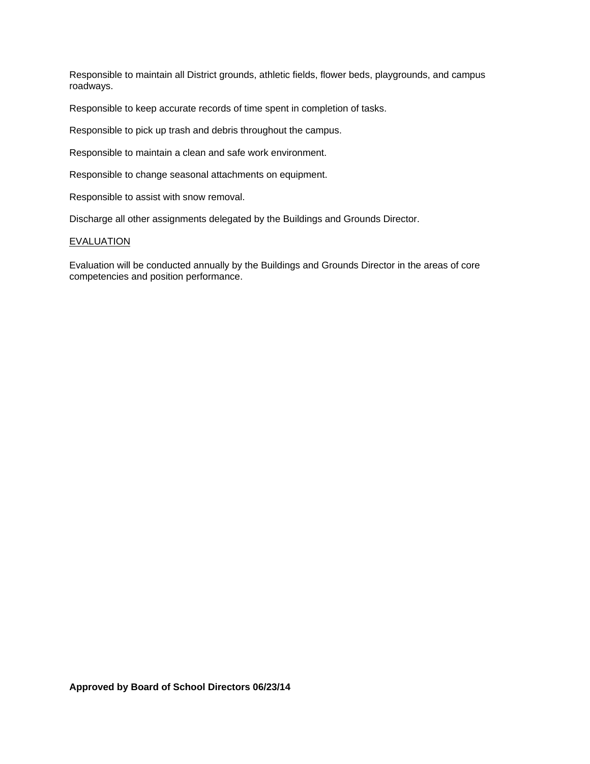Responsible to maintain all District grounds, athletic fields, flower beds, playgrounds, and campus roadways.

Responsible to keep accurate records of time spent in completion of tasks.

Responsible to pick up trash and debris throughout the campus.

Responsible to maintain a clean and safe work environment.

Responsible to change seasonal attachments on equipment.

Responsible to assist with snow removal.

Discharge all other assignments delegated by the Buildings and Grounds Director.

<u>EVALUATION</u>

Evaluation will be conducted annually by the Buildings and Grounds Director in the areas of core competencies and position performance.

**Approved by Board of School Directors 06/23/14**